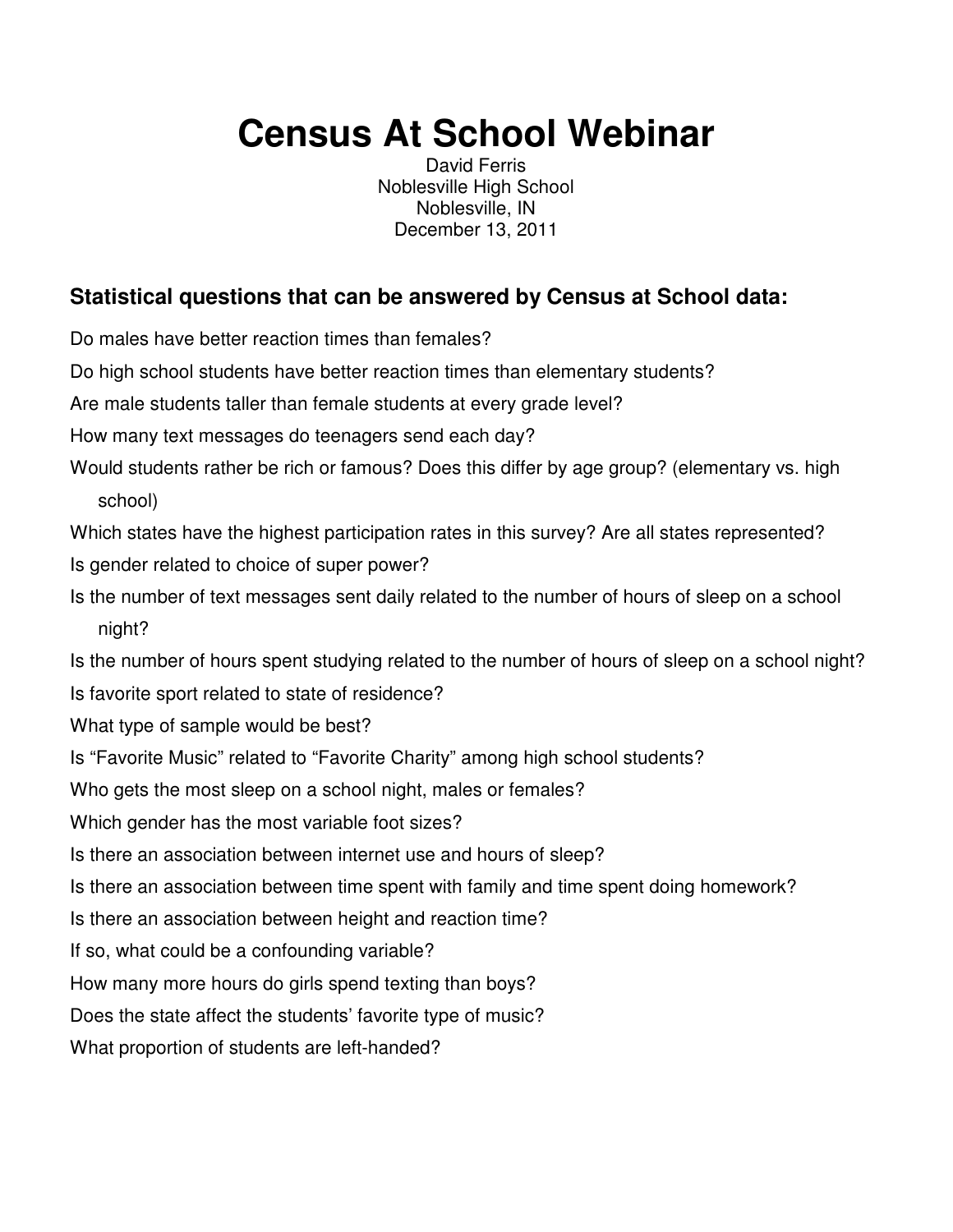# Census At School Webinar

David Ferris
Noblesville High School
Noblesville, IN
December 13, 2011

## Statistical questions that can be answered by Census at School data:

Do males have better reaction times than females?

Do high school students have better reaction times than elementary students?

Are male students taller than female students at every grade level?

How many text messages do teenagers send each day?

Would students rather be rich or famous? Does this differ by age group? (elementary vs. high school)

Which states have the highest participation rates in this survey? Are all states represented?

Is gender related to choice of super power?

Is the number of text messages sent daily related to the number of hours of sleep on a school night?

Is the number of hours spent studying related to the number of hours of sleep on a school night?

Is favorite sport related to state of residence?

What type of sample would be best?

Is "Favorite Music" related to "Favorite Charity" among high school students?

Who gets the most sleep on a school night, males or females?

Which gender has the most variable foot sizes?

Is there an association between internet use and hours of sleep?

Is there an association between time spent with family and time spent doing homework?

Is there an association between height and reaction time?

If so, what could be a confounding variable?

How many more hours do girls spend texting than boys?

Does the state affect the students' favorite type of music?

What proportion of students are left-handed?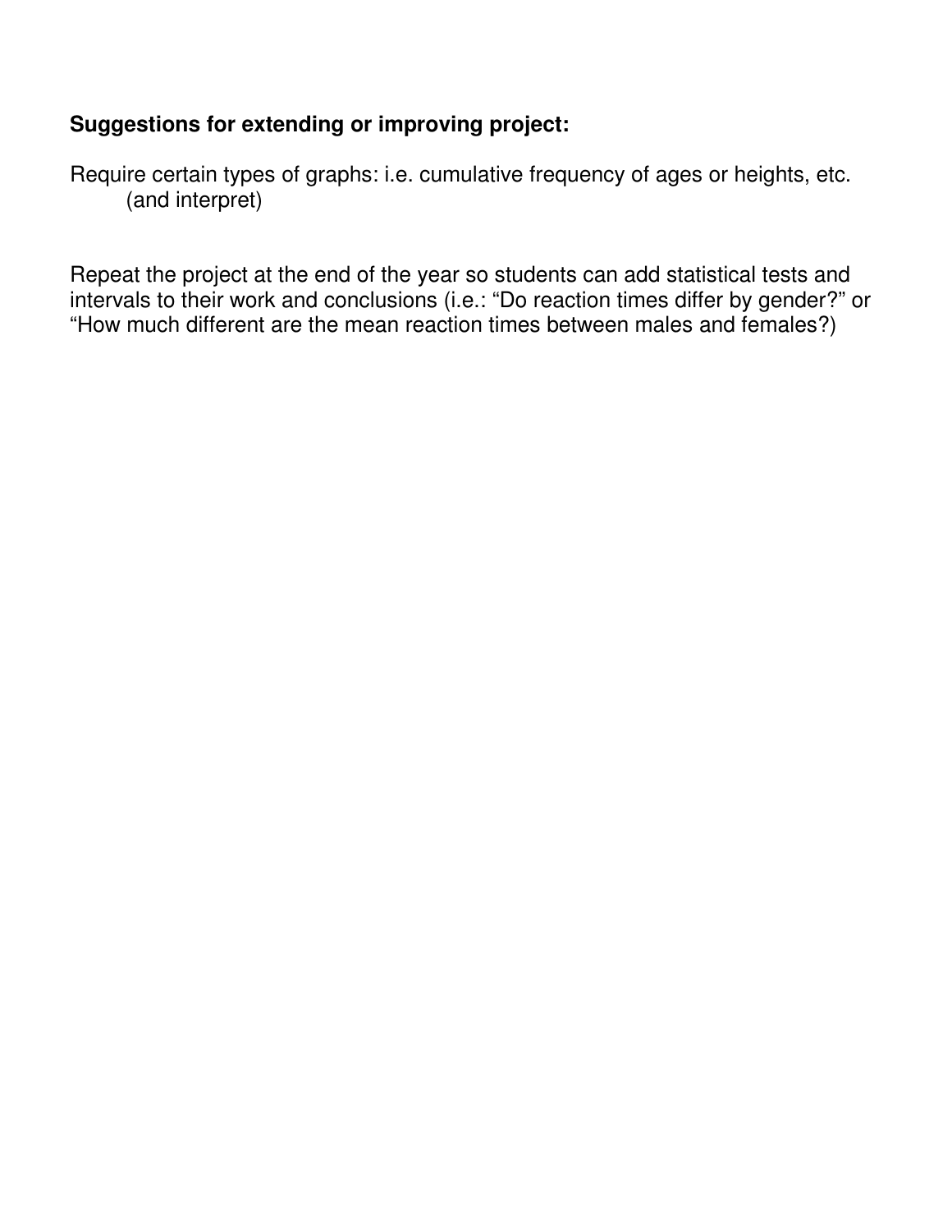**Suggestions for extending or improving project:**

Require certain types of graphs: i.e. cumulative frequency of ages or heights, etc. (and interpret)

Repeat the project at the end of the year so students can add statistical tests and intervals to their work and conclusions (i.e.: "Do reaction times differ by gender?" or "How much different are the mean reaction times between males and females?)